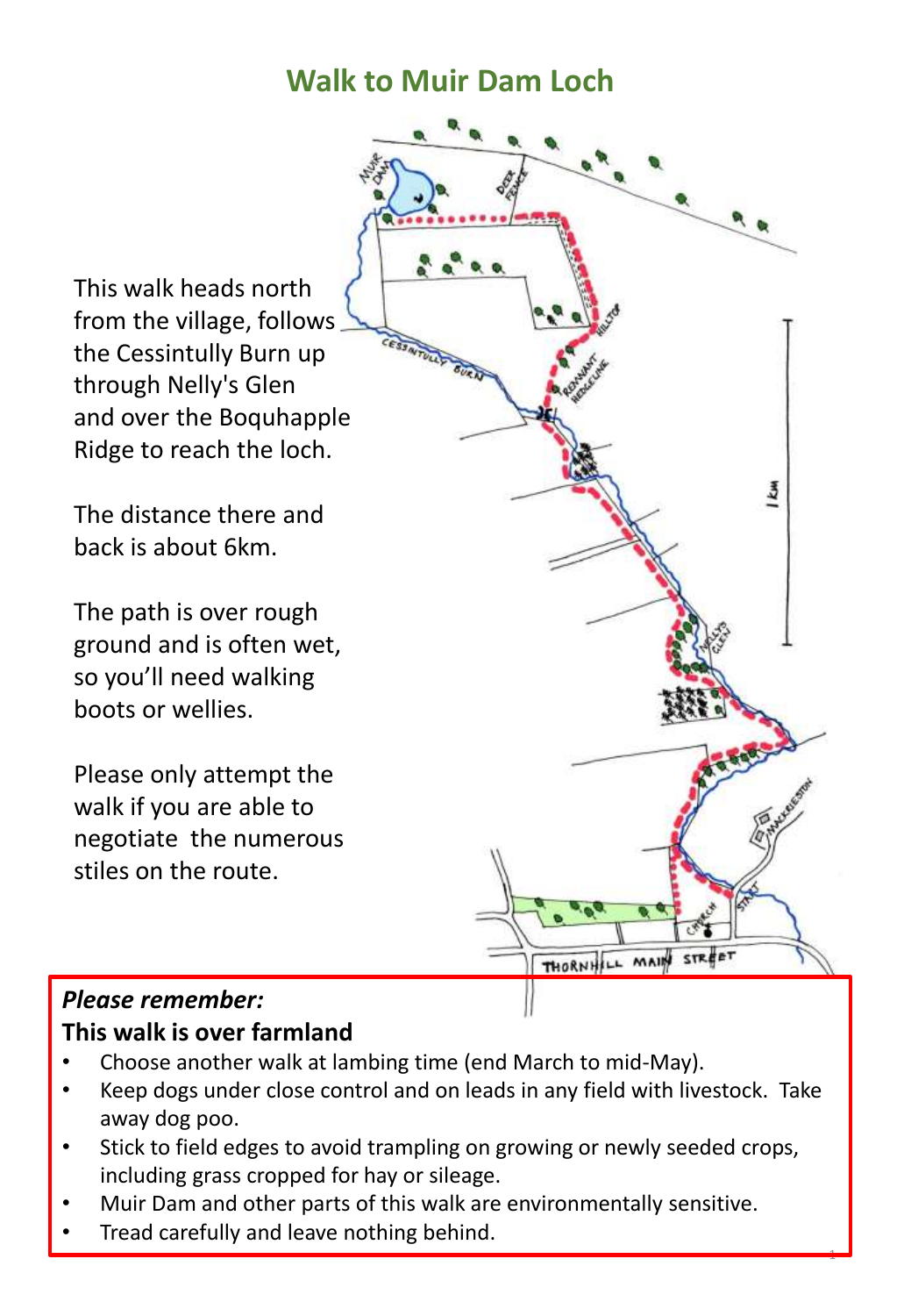# Walk to Muir Dam Loch

This walk heads north from the village, follows the Cessintully Burn up through Nelly's Glen and over the Boquhapple Ridge to reach the loch.

The distance there and back is about 6km.

The path is over rough ground and is often wet, so you'll need walking boots or wellies.

Please only attempt the walk if you are able to negotiate the numerous stiles on the route.

***Please remember:***

**This walk is over farmland**

- Choose another walk at lambing time (end March to mid-May).
- Keep dogs under close control and on leads in any field with livestock. Take away dog poo.
- Stick to field edges to avoid trampling on growing or newly seeded crops, including grass cropped for hay or sileage.
- Muir Dam and other parts of this walk are environmentally sensitive.
- Tread carefully and leave nothing behind.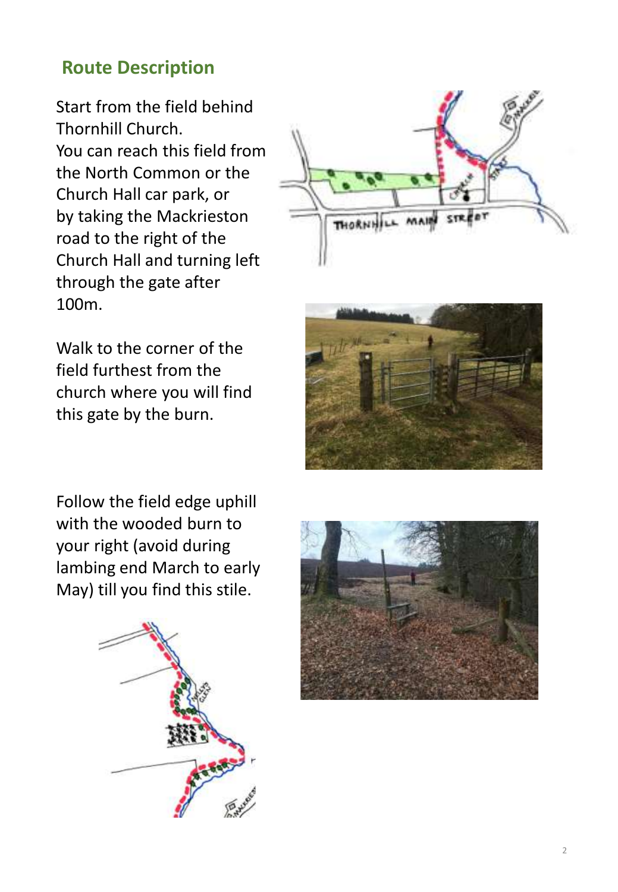## Route Description

Start from the field behind Thornhill Church.
You can reach this field from the North Common or the Church Hall car park, or by taking the Mackrieston road to the right of the Church Hall and turning left through the gate after 100m.

Walk to the corner of the field furthest from the church where you will find this gate by the burn.

Follow the field edge uphill with the wooded burn to your right (avoid during lambing end March to early May) till you find this stile.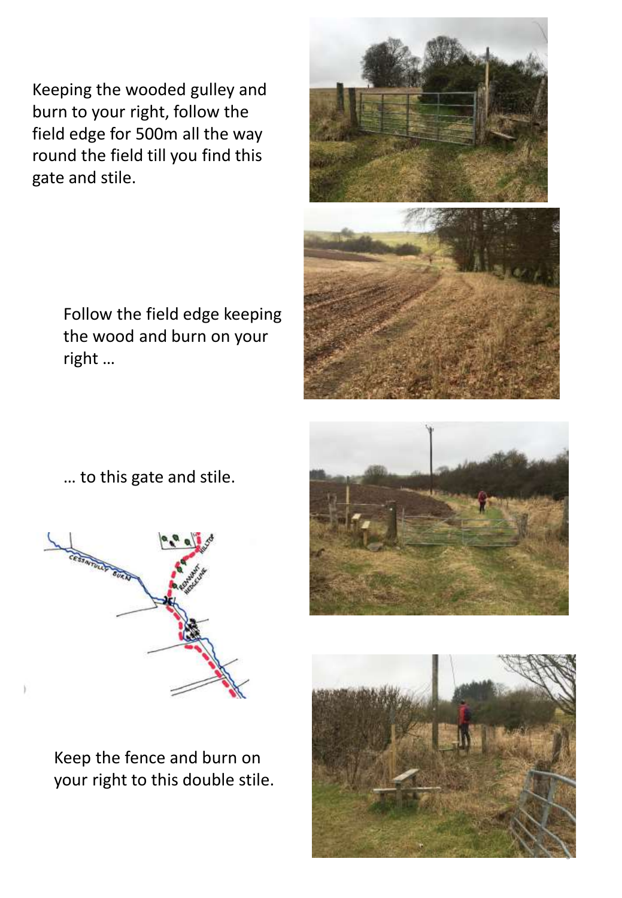Keeping the wooded gulley and burn to your right, follow the field edge for 500m all the way round the field till you find this gate and stile.

Follow the field edge keeping the wood and burn on your right …

… to this gate and stile.

Keep the fence and burn on your right to this double stile.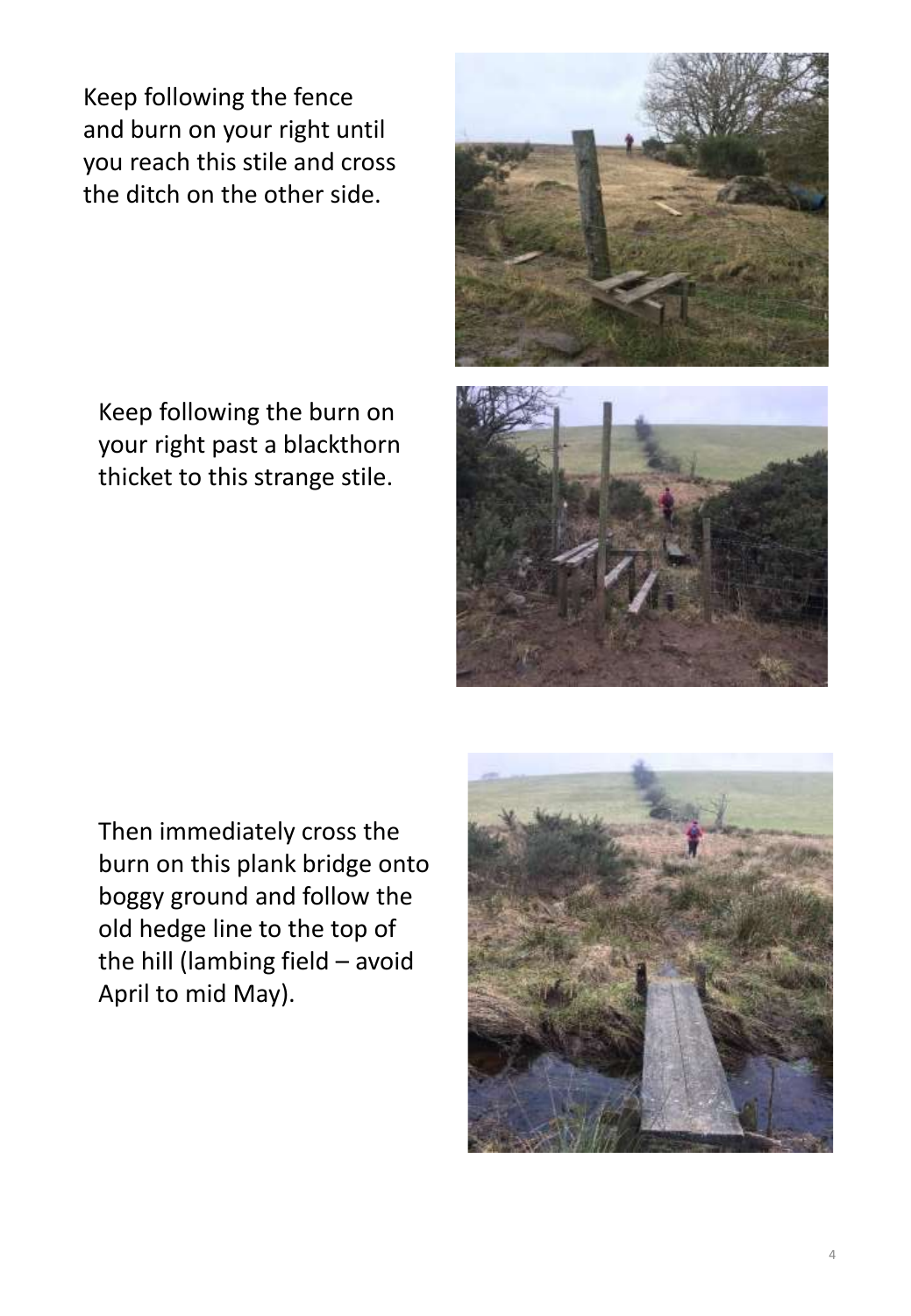Keep following the fence and burn on your right until you reach this stile and cross the ditch on the other side.

Keep following the burn on your right past a blackthorn thicket to this strange stile.

Then immediately cross the burn on this plank bridge onto boggy ground and follow the old hedge line to the top of the hill (lambing field – avoid April to mid May).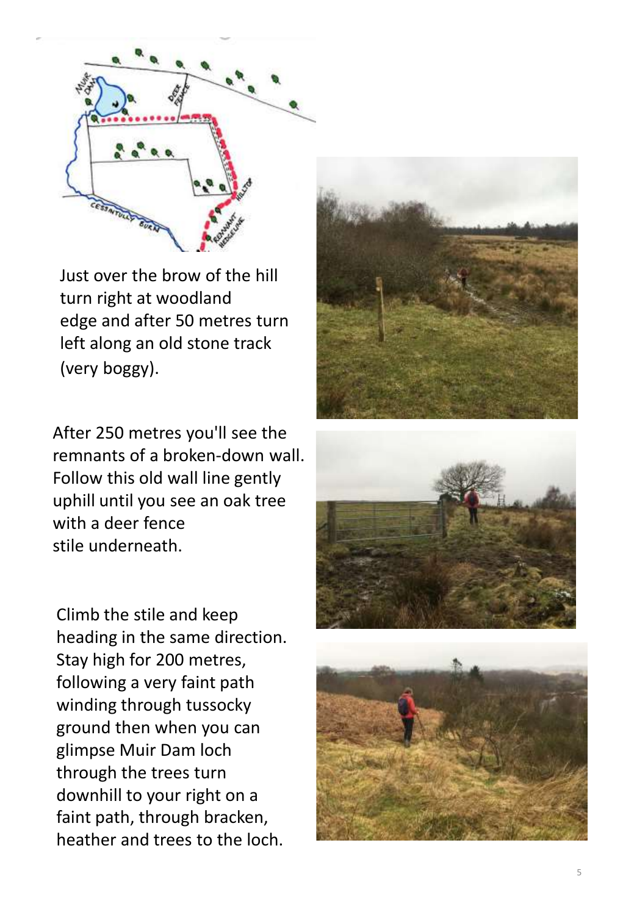Just over the brow of the hill turn right at woodland edge and after 50 metres turn left along an old stone track (very boggy).

After 250 metres you'll see the remnants of a broken-down wall. Follow this old wall line gently uphill until you see an oak tree with a deer fence stile underneath.

Climb the stile and keep heading in the same direction. Stay high for 200 metres, following a very faint path winding through tussocky ground then when you can glimpse Muir Dam loch through the trees turn downhill to your right on a faint path, through bracken, heather and trees to the loch.